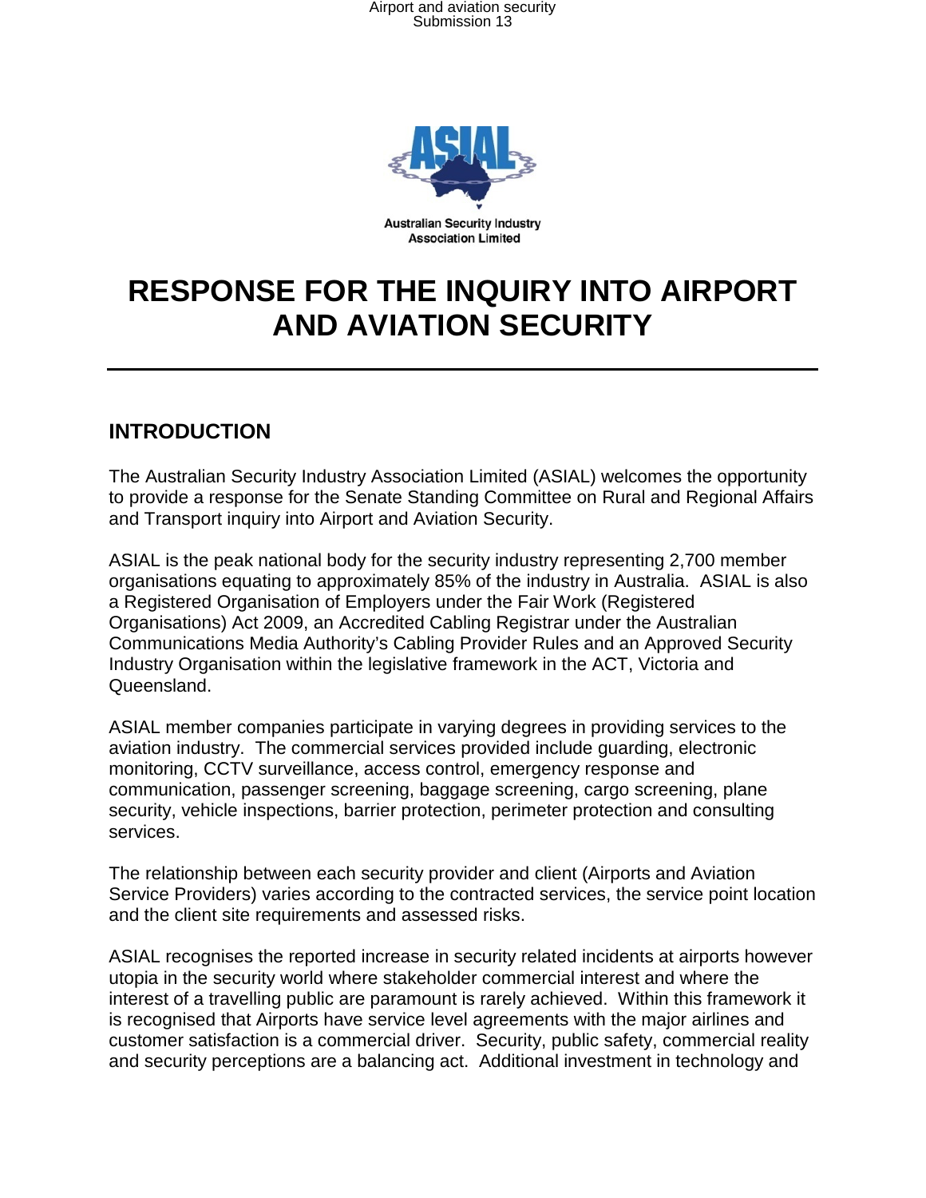# RESPONSE FOR THE INQUIRY INTO AIRPORT AND AVIATION SECURITY

## INTRODUCTION

The Australian Security Industry Association Limited (ASIAL) welcomes the opportunity to provide a response for the Senate Standing Committee on Rural and Regional Affairs and Transport inquiry into Airport and Aviation Security.

ASIAL is the peak national body for the security industry representing 2,700 member organisations equating to approximately 85% of the industry in Australia. ASIAL is also a Registered Organisation of Employers under the Fair Work (Registered Organisations) Act 2009, an Accredited Cabling Registrar under the Australian Communications Media Authority's Cabling Provider Rules and an Approved Security Industry Organisation within the legislative framework in the ACT, Victoria and Queensland.

ASIAL member companies participate in varying degrees in providing services to the aviation industry. The commercial services provided include guarding, electronic monitoring, CCTV surveillance, access control, emergency response and communication, passenger screening, baggage screening, cargo screening, plane security, vehicle inspections, barrier protection, perimeter protection and consulting services.

The relationship between each security provider and client (Airports and Aviation Service Providers) varies according to the contracted services, the service point location and the client site requirements and assessed risks.

ASIAL recognises the reported increase in security related incidents at airports however utopia in the security world where stakeholder commercial interest and where the interest of a travelling public are paramount is rarely achieved. Within this framework it is recognised that Airports have service level agreements with the major airlines and customer satisfaction is a commercial driver. Security, public safety, commercial reality and security perceptions are a balancing act. Additional investment in technology and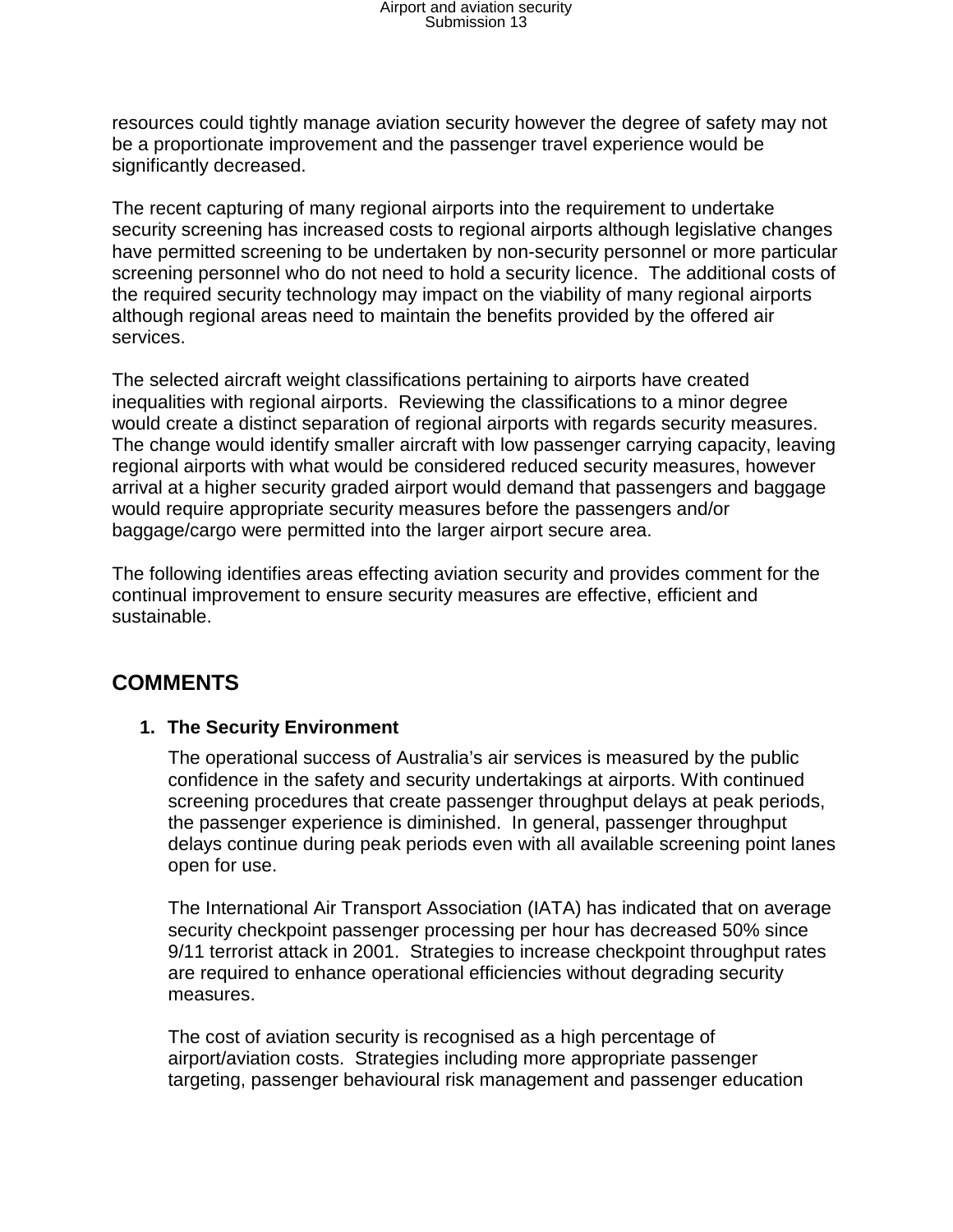resources could tightly manage aviation security however the degree of safety may not be a proportionate improvement and the passenger travel experience would be significantly decreased.

The recent capturing of many regional airports into the requirement to undertake security screening has increased costs to regional airports although legislative changes have permitted screening to be undertaken by non-security personnel or more particular screening personnel who do not need to hold a security licence. The additional costs of the required security technology may impact on the viability of many regional airports although regional areas need to maintain the benefits provided by the offered air services.

The selected aircraft weight classifications pertaining to airports have created inequalities with regional airports. Reviewing the classifications to a minor degree would create a distinct separation of regional airports with regards security measures. The change would identify smaller aircraft with low passenger carrying capacity, leaving regional airports with what would be considered reduced security measures, however arrival at a higher security graded airport would demand that passengers and baggage would require appropriate security measures before the passengers and/or baggage/cargo were permitted into the larger airport secure area.

The following identifies areas effecting aviation security and provides comment for the continual improvement to ensure security measures are effective, efficient and sustainable.

## COMMENTS

1. **The Security Environment**

   The operational success of Australia's air services is measured by the public confidence in the safety and security undertakings at airports. With continued screening procedures that create passenger throughput delays at peak periods, the passenger experience is diminished. In general, passenger throughput delays continue during peak periods even with all available screening point lanes open for use.

   The International Air Transport Association (IATA) has indicated that on average security checkpoint passenger processing per hour has decreased 50% since 9/11 terrorist attack in 2001. Strategies to increase checkpoint throughput rates are required to enhance operational efficiencies without degrading security measures.

   The cost of aviation security is recognised as a high percentage of airport/aviation costs. Strategies including more appropriate passenger targeting, passenger behavioural risk management and passenger education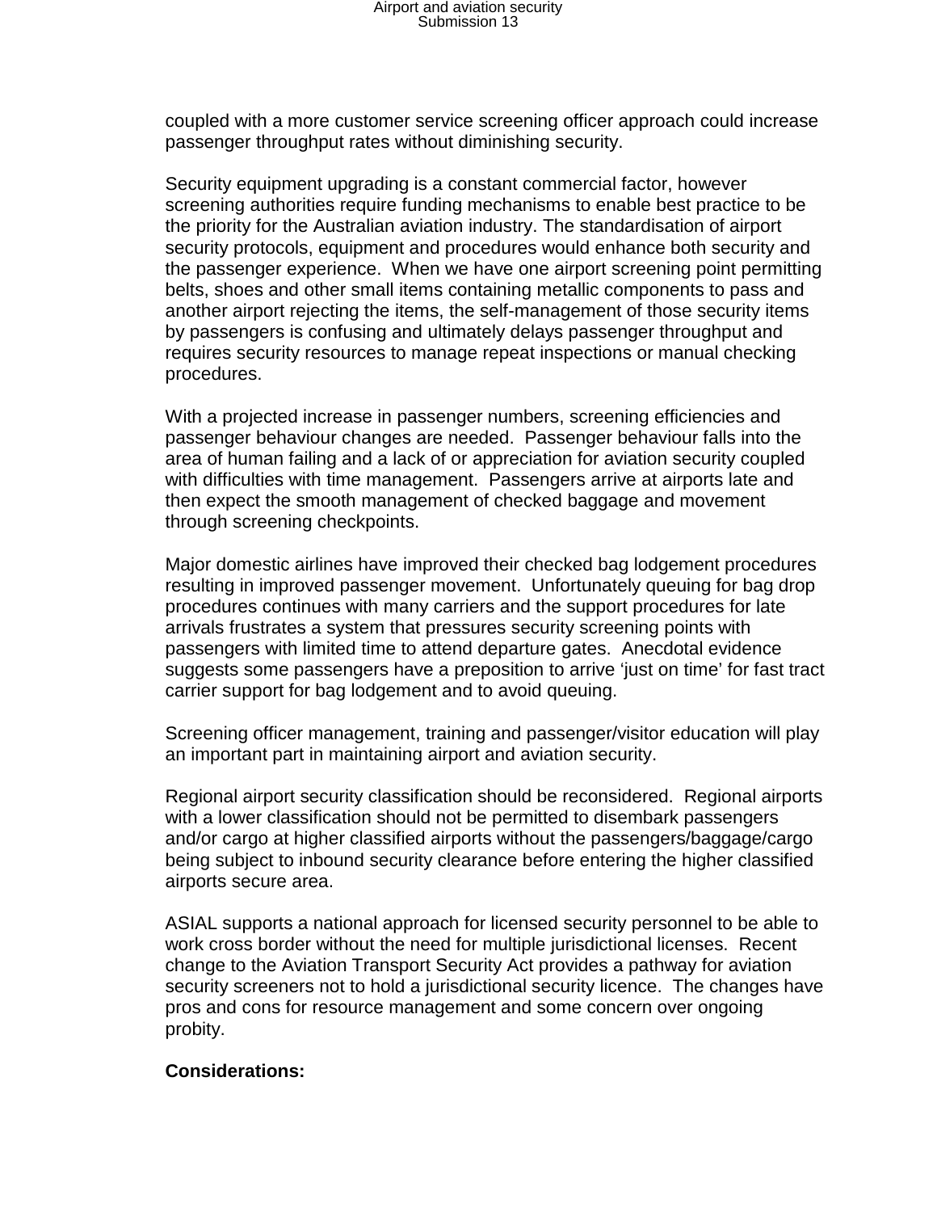coupled with a more customer service screening officer approach could increase passenger throughput rates without diminishing security.

Security equipment upgrading is a constant commercial factor, however screening authorities require funding mechanisms to enable best practice to be the priority for the Australian aviation industry. The standardisation of airport security protocols, equipment and procedures would enhance both security and the passenger experience. When we have one airport screening point permitting belts, shoes and other small items containing metallic components to pass and another airport rejecting the items, the self-management of those security items by passengers is confusing and ultimately delays passenger throughput and requires security resources to manage repeat inspections or manual checking procedures.

With a projected increase in passenger numbers, screening efficiencies and passenger behaviour changes are needed. Passenger behaviour falls into the area of human failing and a lack of or appreciation for aviation security coupled with difficulties with time management. Passengers arrive at airports late and then expect the smooth management of checked baggage and movement through screening checkpoints.

Major domestic airlines have improved their checked bag lodgement procedures resulting in improved passenger movement. Unfortunately queuing for bag drop procedures continues with many carriers and the support procedures for late arrivals frustrates a system that pressures security screening points with passengers with limited time to attend departure gates. Anecdotal evidence suggests some passengers have a preposition to arrive 'just on time' for fast tract carrier support for bag lodgement and to avoid queuing.

Screening officer management, training and passenger/visitor education will play an important part in maintaining airport and aviation security.

Regional airport security classification should be reconsidered. Regional airports with a lower classification should not be permitted to disembark passengers and/or cargo at higher classified airports without the passengers/baggage/cargo being subject to inbound security clearance before entering the higher classified airports secure area.

ASIAL supports a national approach for licensed security personnel to be able to work cross border without the need for multiple jurisdictional licenses. Recent change to the Aviation Transport Security Act provides a pathway for aviation security screeners not to hold a jurisdictional security licence. The changes have pros and cons for resource management and some concern over ongoing probity.

**Considerations:**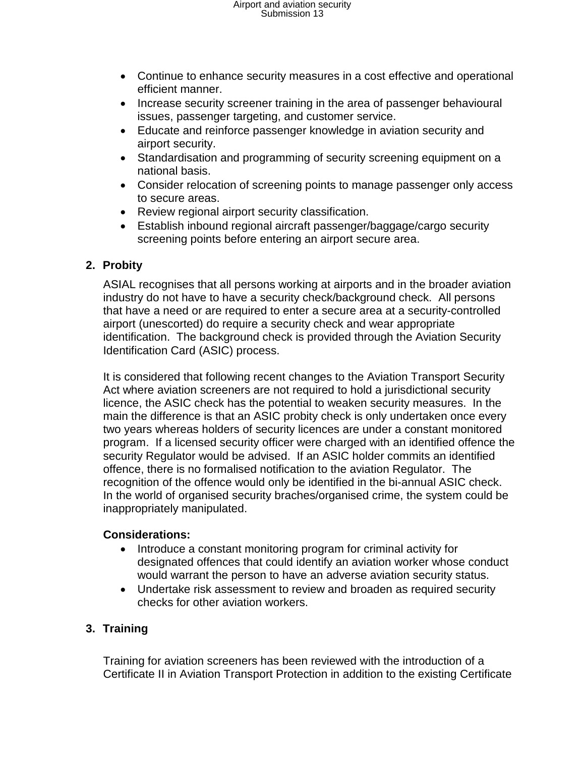- Continue to enhance security measures in a cost effective and operational efficient manner.
- Increase security screener training in the area of passenger behavioural issues, passenger targeting, and customer service.
- Educate and reinforce passenger knowledge in aviation security and airport security.
- Standardisation and programming of security screening equipment on a national basis.
- Consider relocation of screening points to manage passenger only access to secure areas.
- Review regional airport security classification.
- Establish inbound regional aircraft passenger/baggage/cargo security screening points before entering an airport secure area.

## 2. Probity

ASIAL recognises that all persons working at airports and in the broader aviation industry do not have to have a security check/background check. All persons that have a need or are required to enter a secure area at a security-controlled airport (unescorted) do require a security check and wear appropriate identification. The background check is provided through the Aviation Security Identification Card (ASIC) process.

It is considered that following recent changes to the Aviation Transport Security Act where aviation screeners are not required to hold a jurisdictional security licence, the ASIC check has the potential to weaken security measures. In the main the difference is that an ASIC probity check is only undertaken once every two years whereas holders of security licences are under a constant monitored program. If a licensed security officer were charged with an identified offence the security Regulator would be advised. If an ASIC holder commits an identified offence, there is no formalised notification to the aviation Regulator. The recognition of the offence would only be identified in the bi-annual ASIC check. In the world of organised security braches/organised crime, the system could be inappropriately manipulated.

**Considerations:**

- Introduce a constant monitoring program for criminal activity for designated offences that could identify an aviation worker whose conduct would warrant the person to have an adverse aviation security status.
- Undertake risk assessment to review and broaden as required security checks for other aviation workers.

## 3. Training

Training for aviation screeners has been reviewed with the introduction of a Certificate II in Aviation Transport Protection in addition to the existing Certificate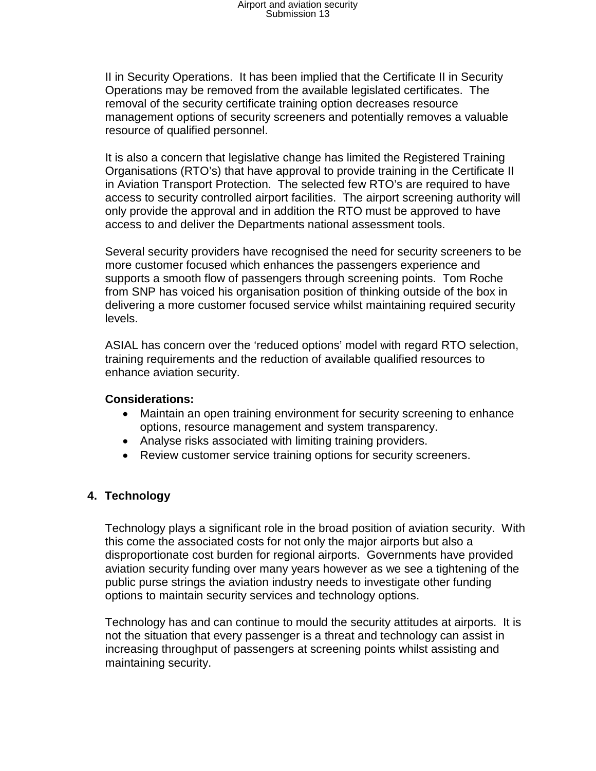II in Security Operations. It has been implied that the Certificate II in Security Operations may be removed from the available legislated certificates. The removal of the security certificate training option decreases resource management options of security screeners and potentially removes a valuable resource of qualified personnel.

It is also a concern that legislative change has limited the Registered Training Organisations (RTO's) that have approval to provide training in the Certificate II in Aviation Transport Protection. The selected few RTO's are required to have access to security controlled airport facilities. The airport screening authority will only provide the approval and in addition the RTO must be approved to have access to and deliver the Departments national assessment tools.

Several security providers have recognised the need for security screeners to be more customer focused which enhances the passengers experience and supports a smooth flow of passengers through screening points. Tom Roche from SNP has voiced his organisation position of thinking outside of the box in delivering a more customer focused service whilst maintaining required security levels.

ASIAL has concern over the 'reduced options' model with regard RTO selection, training requirements and the reduction of available qualified resources to enhance aviation security.

**Considerations:**

- Maintain an open training environment for security screening to enhance options, resource management and system transparency.
- Analyse risks associated with limiting training providers.
- Review customer service training options for security screeners.

## 4. Technology

Technology plays a significant role in the broad position of aviation security. With this come the associated costs for not only the major airports but also a disproportionate cost burden for regional airports. Governments have provided aviation security funding over many years however as we see a tightening of the public purse strings the aviation industry needs to investigate other funding options to maintain security services and technology options.

Technology has and can continue to mould the security attitudes at airports. It is not the situation that every passenger is a threat and technology can assist in increasing throughput of passengers at screening points whilst assisting and maintaining security.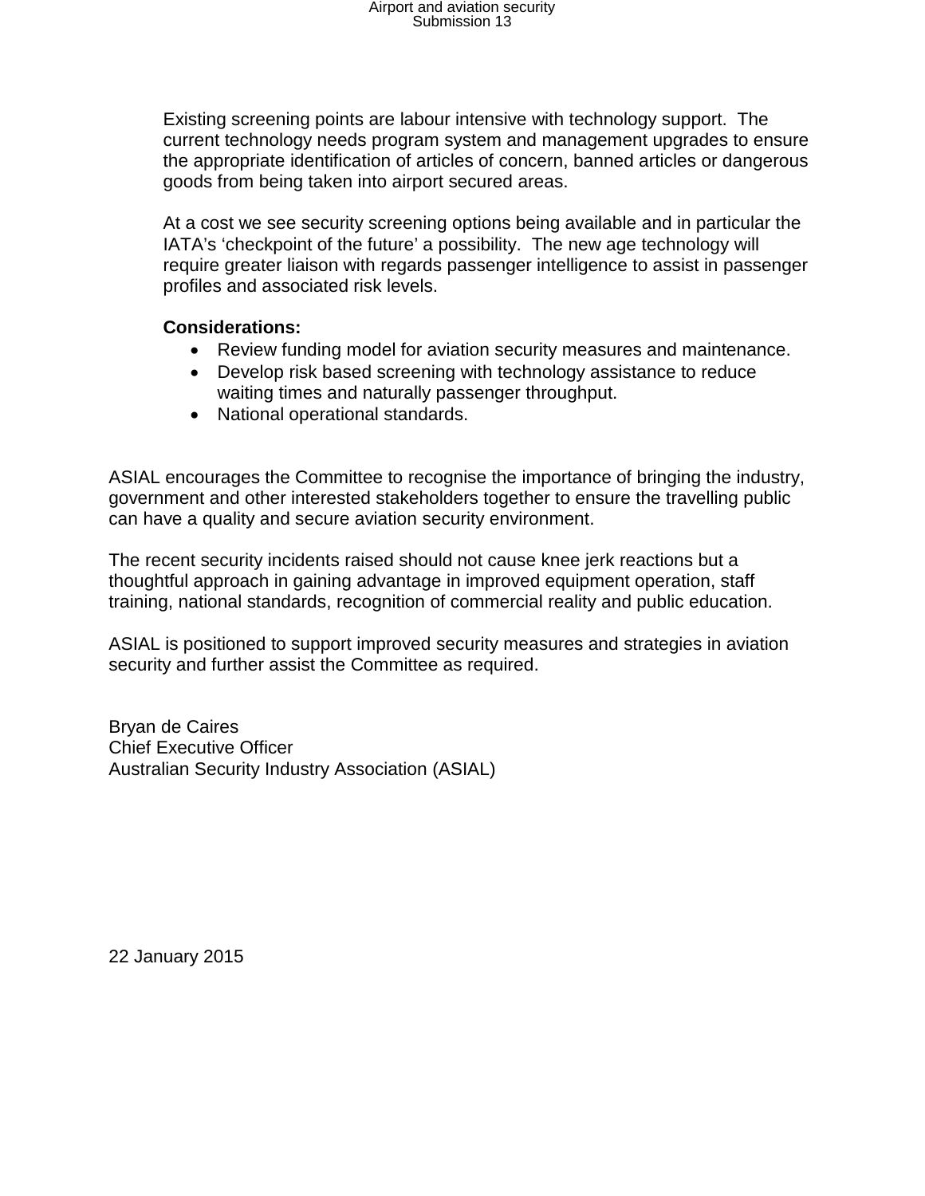Existing screening points are labour intensive with technology support. The current technology needs program system and management upgrades to ensure the appropriate identification of articles of concern, banned articles or dangerous goods from being taken into airport secured areas.

At a cost we see security screening options being available and in particular the IATA's 'checkpoint of the future' a possibility. The new age technology will require greater liaison with regards passenger intelligence to assist in passenger profiles and associated risk levels.

**Considerations:**

- Review funding model for aviation security measures and maintenance.
- Develop risk based screening with technology assistance to reduce waiting times and naturally passenger throughput.
- National operational standards.

ASIAL encourages the Committee to recognise the importance of bringing the industry, government and other interested stakeholders together to ensure the travelling public can have a quality and secure aviation security environment.

The recent security incidents raised should not cause knee jerk reactions but a thoughtful approach in gaining advantage in improved equipment operation, staff training, national standards, recognition of commercial reality and public education.

ASIAL is positioned to support improved security measures and strategies in aviation security and further assist the Committee as required.

Bryan de Caires
Chief Executive Officer
Australian Security Industry Association (ASIAL)

22 January 2015